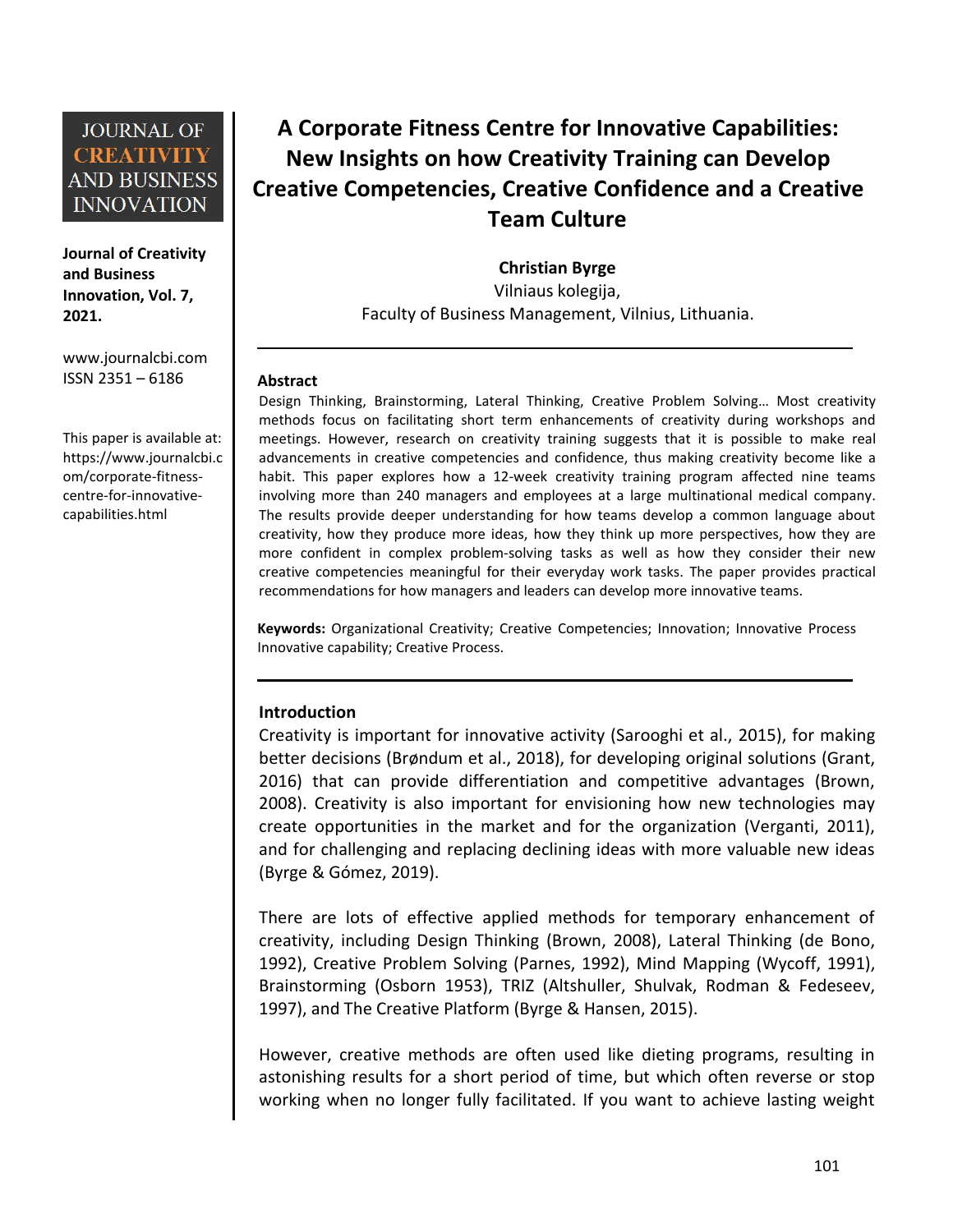Journal of Creativity and Business Innovation, Vol. 7, 2021.

www.journalcbi.com
ISSN 2351 – 6186

This paper is available at: https://www.journalcbi.com/corporate-fitness-centre-for-innovative-capabilities.html

# A Corporate Fitness Centre for Innovative Capabilities: New Insights on how Creativity Training can Develop Creative Competencies, Creative Confidence and a Creative Team Culture

**Christian Byrge**
Vilniaus kolegija,
Faculty of Business Management, Vilnius, Lithuania.

---

### Abstract

Design Thinking, Brainstorming, Lateral Thinking, Creative Problem Solving… Most creativity methods focus on facilitating short term enhancements of creativity during workshops and meetings. However, research on creativity training suggests that it is possible to make real advancements in creative competencies and confidence, thus making creativity become like a habit. This paper explores how a 12-week creativity training program affected nine teams involving more than 240 managers and employees at a large multinational medical company. The results provide deeper understanding for how teams develop a common language about creativity, how they produce more ideas, how they think up more perspectives, how they are more confident in complex problem-solving tasks as well as how they consider their new creative competencies meaningful for their everyday work tasks. The paper provides practical recommendations for how managers and leaders can develop more innovative teams.

**Keywords:** Organizational Creativity; Creative Competencies; Innovation; Innovative Process Innovative capability; Creative Process.

---

## Introduction

Creativity is important for innovative activity (Sarooghi et al., 2015), for making better decisions (Brøndum et al., 2018), for developing original solutions (Grant, 2016) that can provide differentiation and competitive advantages (Brown, 2008). Creativity is also important for envisioning how new technologies may create opportunities in the market and for the organization (Verganti, 2011), and for challenging and replacing declining ideas with more valuable new ideas (Byrge & Gómez, 2019).

There are lots of effective applied methods for temporary enhancement of creativity, including Design Thinking (Brown, 2008), Lateral Thinking (de Bono, 1992), Creative Problem Solving (Parnes, 1992), Mind Mapping (Wycoff, 1991), Brainstorming (Osborn 1953), TRIZ (Altshuller, Shulvak, Rodman & Fedeseev, 1997), and The Creative Platform (Byrge & Hansen, 2015).

However, creative methods are often used like dieting programs, resulting in astonishing results for a short period of time, but which often reverse or stop working when no longer fully facilitated. If you want to achieve lasting weight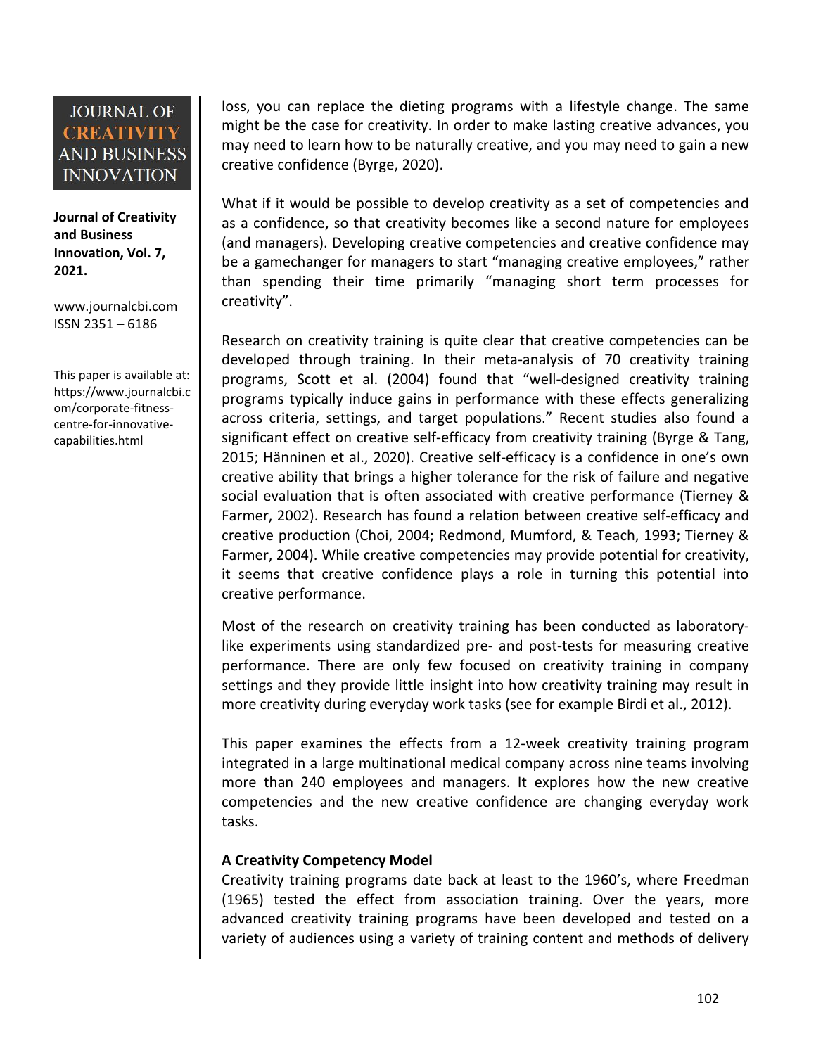loss, you can replace the dieting programs with a lifestyle change. The same might be the case for creativity. In order to make lasting creative advances, you may need to learn how to be naturally creative, and you may need to gain a new creative confidence (Byrge, 2020).

What if it would be possible to develop creativity as a set of competencies and as a confidence, so that creativity becomes like a second nature for employees (and managers). Developing creative competencies and creative confidence may be a gamechanger for managers to start "managing creative employees," rather than spending their time primarily "managing short term processes for creativity".

Research on creativity training is quite clear that creative competencies can be developed through training. In their meta-analysis of 70 creativity training programs, Scott et al. (2004) found that "well-designed creativity training programs typically induce gains in performance with these effects generalizing across criteria, settings, and target populations." Recent studies also found a significant effect on creative self-efficacy from creativity training (Byrge & Tang, 2015; Hänninen et al., 2020). Creative self-efficacy is a confidence in one's own creative ability that brings a higher tolerance for the risk of failure and negative social evaluation that is often associated with creative performance (Tierney & Farmer, 2002). Research has found a relation between creative self-efficacy and creative production (Choi, 2004; Redmond, Mumford, & Teach, 1993; Tierney & Farmer, 2004). While creative competencies may provide potential for creativity, it seems that creative confidence plays a role in turning this potential into creative performance.

Most of the research on creativity training has been conducted as laboratory-like experiments using standardized pre- and post-tests for measuring creative performance. There are only few focused on creativity training in company settings and they provide little insight into how creativity training may result in more creativity during everyday work tasks (see for example Birdi et al., 2012).

This paper examines the effects from a 12-week creativity training program integrated in a large multinational medical company across nine teams involving more than 240 employees and managers. It explores how the new creative competencies and the new creative confidence are changing everyday work tasks.

**A Creativity Competency Model**

Creativity training programs date back at least to the 1960's, where Freedman (1965) tested the effect from association training. Over the years, more advanced creativity training programs have been developed and tested on a variety of audiences using a variety of training content and methods of delivery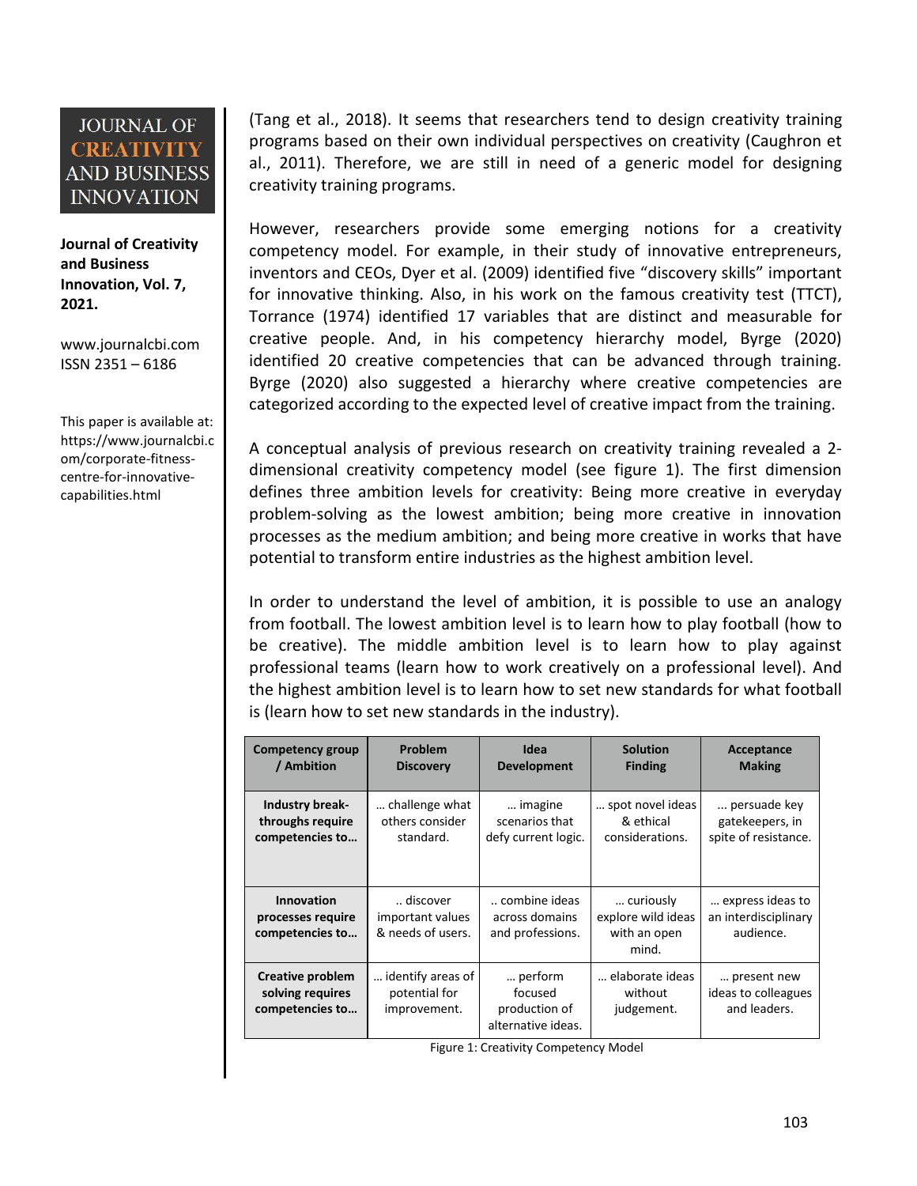(Tang et al., 2018). It seems that researchers tend to design creativity training programs based on their own individual perspectives on creativity (Caughron et al., 2011). Therefore, we are still in need of a generic model for designing creativity training programs.

However, researchers provide some emerging notions for a creativity competency model. For example, in their study of innovative entrepreneurs, inventors and CEOs, Dyer et al. (2009) identified five "discovery skills" important for innovative thinking. Also, in his work on the famous creativity test (TTCT), Torrance (1974) identified 17 variables that are distinct and measurable for creative people. And, in his competency hierarchy model, Byrge (2020) identified 20 creative competencies that can be advanced through training. Byrge (2020) also suggested a hierarchy where creative competencies are categorized according to the expected level of creative impact from the training.

A conceptual analysis of previous research on creativity training revealed a 2-dimensional creativity competency model (see figure 1). The first dimension defines three ambition levels for creativity: Being more creative in everyday problem-solving as the lowest ambition; being more creative in innovation processes as the medium ambition; and being more creative in works that have potential to transform entire industries as the highest ambition level.

In order to understand the level of ambition, it is possible to use an analogy from football. The lowest ambition level is to learn how to play football (how to be creative). The middle ambition level is to learn how to play against professional teams (learn how to work creatively on a professional level). And the highest ambition level is to learn how to set new standards for what football is (learn how to set new standards in the industry).

| Competency group / Ambition | Problem Discovery | Idea Development | Solution Finding | Acceptance Making |
|---|---|---|---|---|
| **Industry break-throughs require competencies to…** | … challenge what others consider standard. | … imagine scenarios that defy current logic. | … spot novel ideas & ethical considerations. | ... persuade key gatekeepers, in spite of resistance. |
| **Innovation processes require competencies to…** | .. discover important values & needs of users. | .. combine ideas across domains and professions. | … curiously explore wild ideas with an open mind. | … express ideas to an interdisciplinary audience. |
| **Creative problem solving requires competencies to…** | … identify areas of potential for improvement. | … perform focused production of alternative ideas. | … elaborate ideas without judgement. | … present new ideas to colleagues and leaders. |

Figure 1: Creativity Competency Model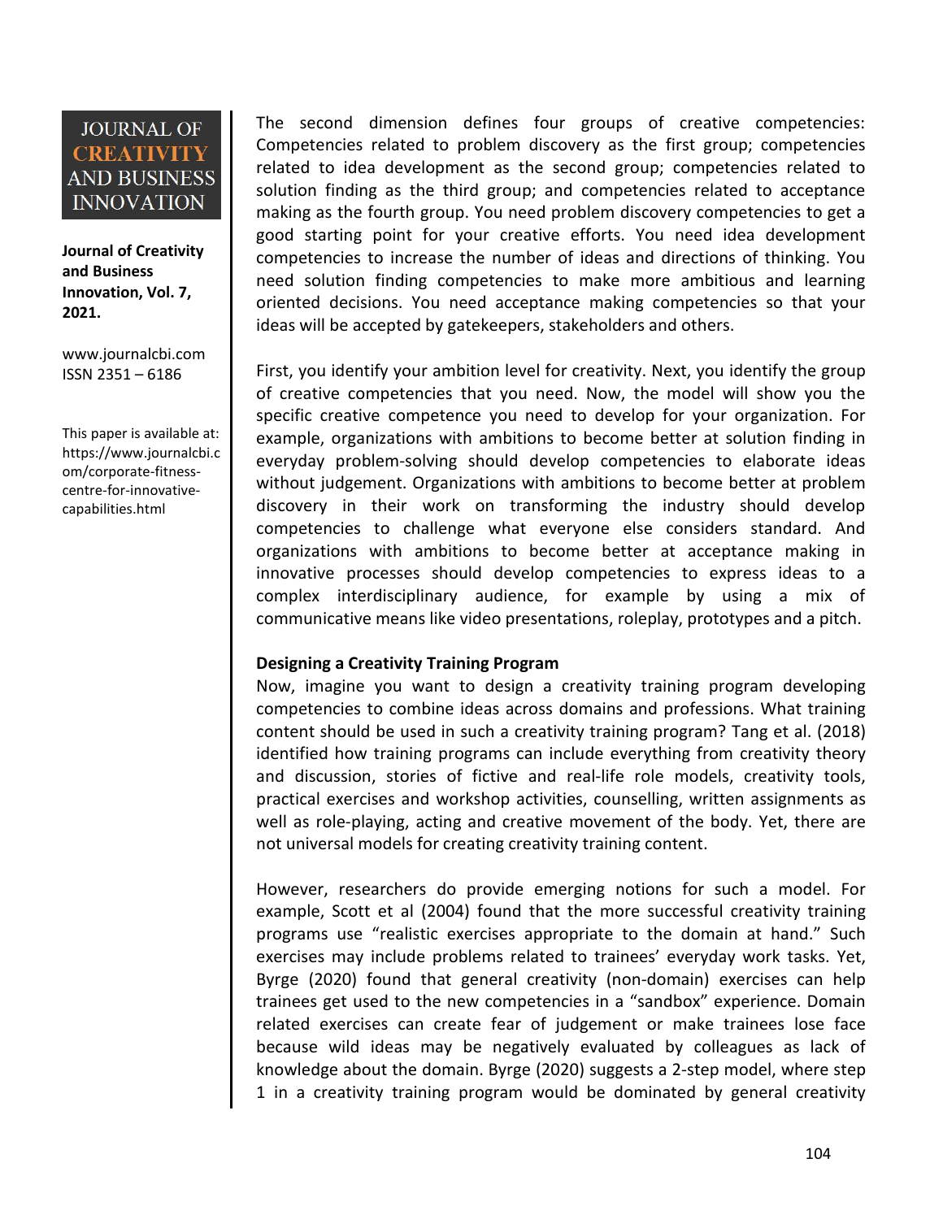The second dimension defines four groups of creative competencies: Competencies related to problem discovery as the first group; competencies related to idea development as the second group; competencies related to solution finding as the third group; and competencies related to acceptance making as the fourth group. You need problem discovery competencies to get a good starting point for your creative efforts. You need idea development competencies to increase the number of ideas and directions of thinking. You need solution finding competencies to make more ambitious and learning oriented decisions. You need acceptance making competencies so that your ideas will be accepted by gatekeepers, stakeholders and others.

First, you identify your ambition level for creativity. Next, you identify the group of creative competencies that you need. Now, the model will show you the specific creative competence you need to develop for your organization. For example, organizations with ambitions to become better at solution finding in everyday problem-solving should develop competencies to elaborate ideas without judgement. Organizations with ambitions to become better at problem discovery in their work on transforming the industry should develop competencies to challenge what everyone else considers standard. And organizations with ambitions to become better at acceptance making in innovative processes should develop competencies to express ideas to a complex interdisciplinary audience, for example by using a mix of communicative means like video presentations, roleplay, prototypes and a pitch.

**Designing a Creativity Training Program**

Now, imagine you want to design a creativity training program developing competencies to combine ideas across domains and professions. What training content should be used in such a creativity training program? Tang et al. (2018) identified how training programs can include everything from creativity theory and discussion, stories of fictive and real-life role models, creativity tools, practical exercises and workshop activities, counselling, written assignments as well as role-playing, acting and creative movement of the body. Yet, there are not universal models for creating creativity training content.

However, researchers do provide emerging notions for such a model. For example, Scott et al (2004) found that the more successful creativity training programs use "realistic exercises appropriate to the domain at hand." Such exercises may include problems related to trainees' everyday work tasks. Yet, Byrge (2020) found that general creativity (non-domain) exercises can help trainees get used to the new competencies in a "sandbox" experience. Domain related exercises can create fear of judgement or make trainees lose face because wild ideas may be negatively evaluated by colleagues as lack of knowledge about the domain. Byrge (2020) suggests a 2-step model, where step 1 in a creativity training program would be dominated by general creativity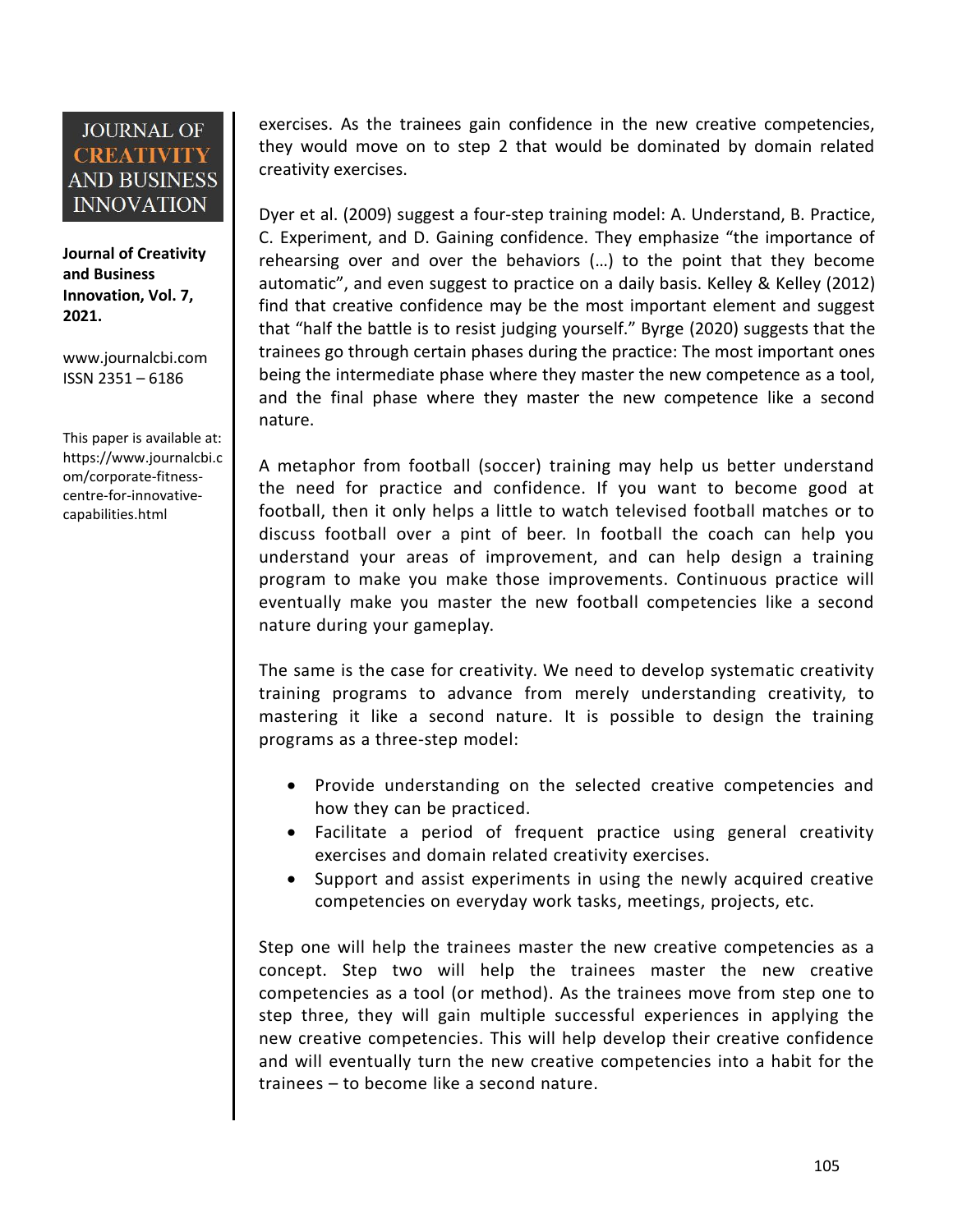exercises. As the trainees gain confidence in the new creative competencies, they would move on to step 2 that would be dominated by domain related creativity exercises.

Dyer et al. (2009) suggest a four-step training model: A. Understand, B. Practice, C. Experiment, and D. Gaining confidence. They emphasize "the importance of rehearsing over and over the behaviors (…) to the point that they become automatic", and even suggest to practice on a daily basis. Kelley & Kelley (2012) find that creative confidence may be the most important element and suggest that "half the battle is to resist judging yourself." Byrge (2020) suggests that the trainees go through certain phases during the practice: The most important ones being the intermediate phase where they master the new competence as a tool, and the final phase where they master the new competence like a second nature.

A metaphor from football (soccer) training may help us better understand the need for practice and confidence. If you want to become good at football, then it only helps a little to watch televised football matches or to discuss football over a pint of beer. In football the coach can help you understand your areas of improvement, and can help design a training program to make you make those improvements. Continuous practice will eventually make you master the new football competencies like a second nature during your gameplay.

The same is the case for creativity. We need to develop systematic creativity training programs to advance from merely understanding creativity, to mastering it like a second nature. It is possible to design the training programs as a three-step model:

- Provide understanding on the selected creative competencies and how they can be practiced.
- Facilitate a period of frequent practice using general creativity exercises and domain related creativity exercises.
- Support and assist experiments in using the newly acquired creative competencies on everyday work tasks, meetings, projects, etc.

Step one will help the trainees master the new creative competencies as a concept. Step two will help the trainees master the new creative competencies as a tool (or method). As the trainees move from step one to step three, they will gain multiple successful experiences in applying the new creative competencies. This will help develop their creative confidence and will eventually turn the new creative competencies into a habit for the trainees – to become like a second nature.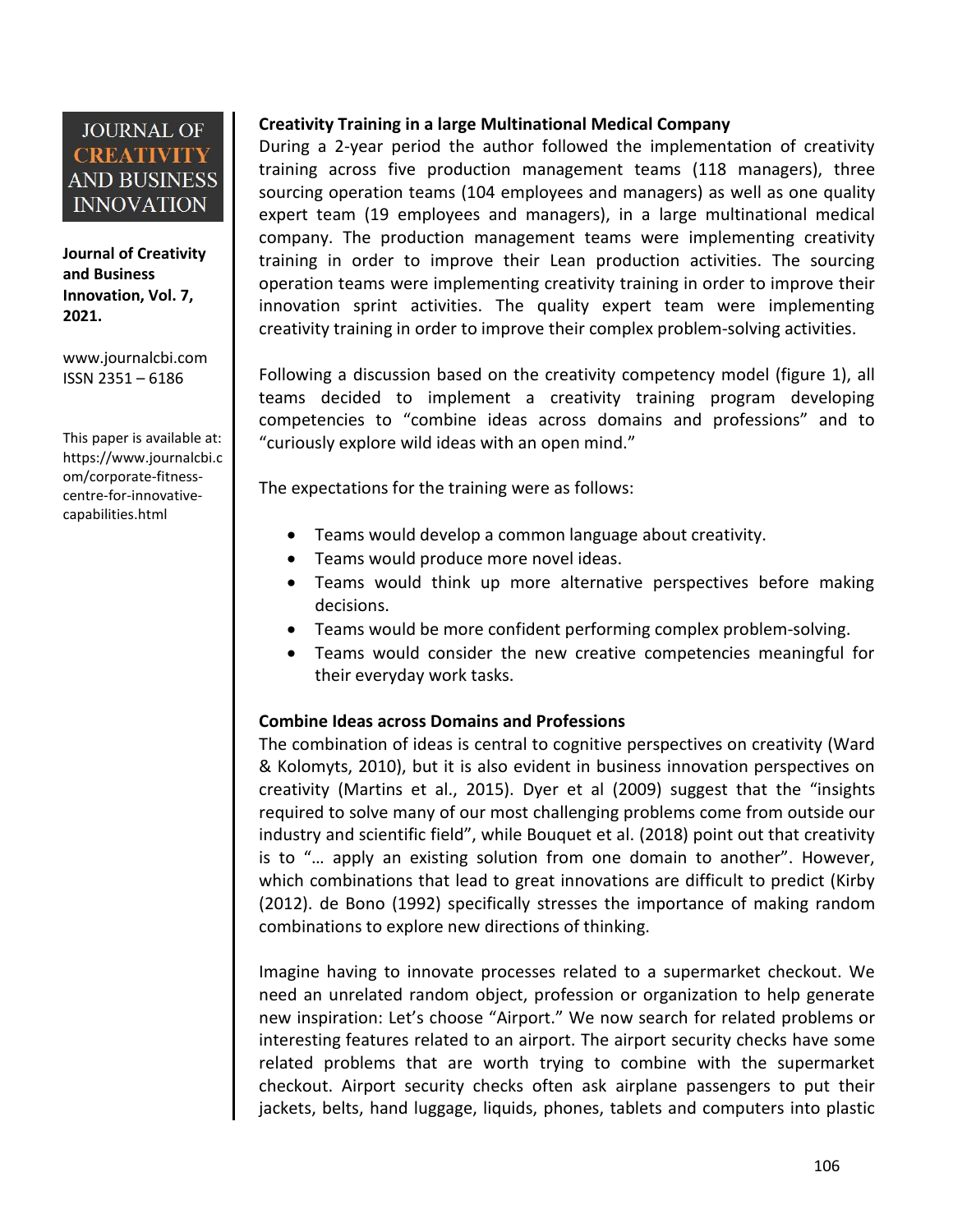### Creativity Training in a large Multinational Medical Company

During a 2-year period the author followed the implementation of creativity training across five production management teams (118 managers), three sourcing operation teams (104 employees and managers) as well as one quality expert team (19 employees and managers), in a large multinational medical company. The production management teams were implementing creativity training in order to improve their Lean production activities. The sourcing operation teams were implementing creativity training in order to improve their innovation sprint activities. The quality expert team were implementing creativity training in order to improve their complex problem-solving activities.

Following a discussion based on the creativity competency model (figure 1), all teams decided to implement a creativity training program developing competencies to "combine ideas across domains and professions" and to "curiously explore wild ideas with an open mind."

The expectations for the training were as follows:

- Teams would develop a common language about creativity.
- Teams would produce more novel ideas.
- Teams would think up more alternative perspectives before making decisions.
- Teams would be more confident performing complex problem-solving.
- Teams would consider the new creative competencies meaningful for their everyday work tasks.

### Combine Ideas across Domains and Professions

The combination of ideas is central to cognitive perspectives on creativity (Ward & Kolomyts, 2010), but it is also evident in business innovation perspectives on creativity (Martins et al., 2015). Dyer et al (2009) suggest that the "insights required to solve many of our most challenging problems come from outside our industry and scientific field", while Bouquet et al. (2018) point out that creativity is to "… apply an existing solution from one domain to another". However, which combinations that lead to great innovations are difficult to predict (Kirby (2012). de Bono (1992) specifically stresses the importance of making random combinations to explore new directions of thinking.

Imagine having to innovate processes related to a supermarket checkout. We need an unrelated random object, profession or organization to help generate new inspiration: Let's choose "Airport." We now search for related problems or interesting features related to an airport. The airport security checks have some related problems that are worth trying to combine with the supermarket checkout. Airport security checks often ask airplane passengers to put their jackets, belts, hand luggage, liquids, phones, tablets and computers into plastic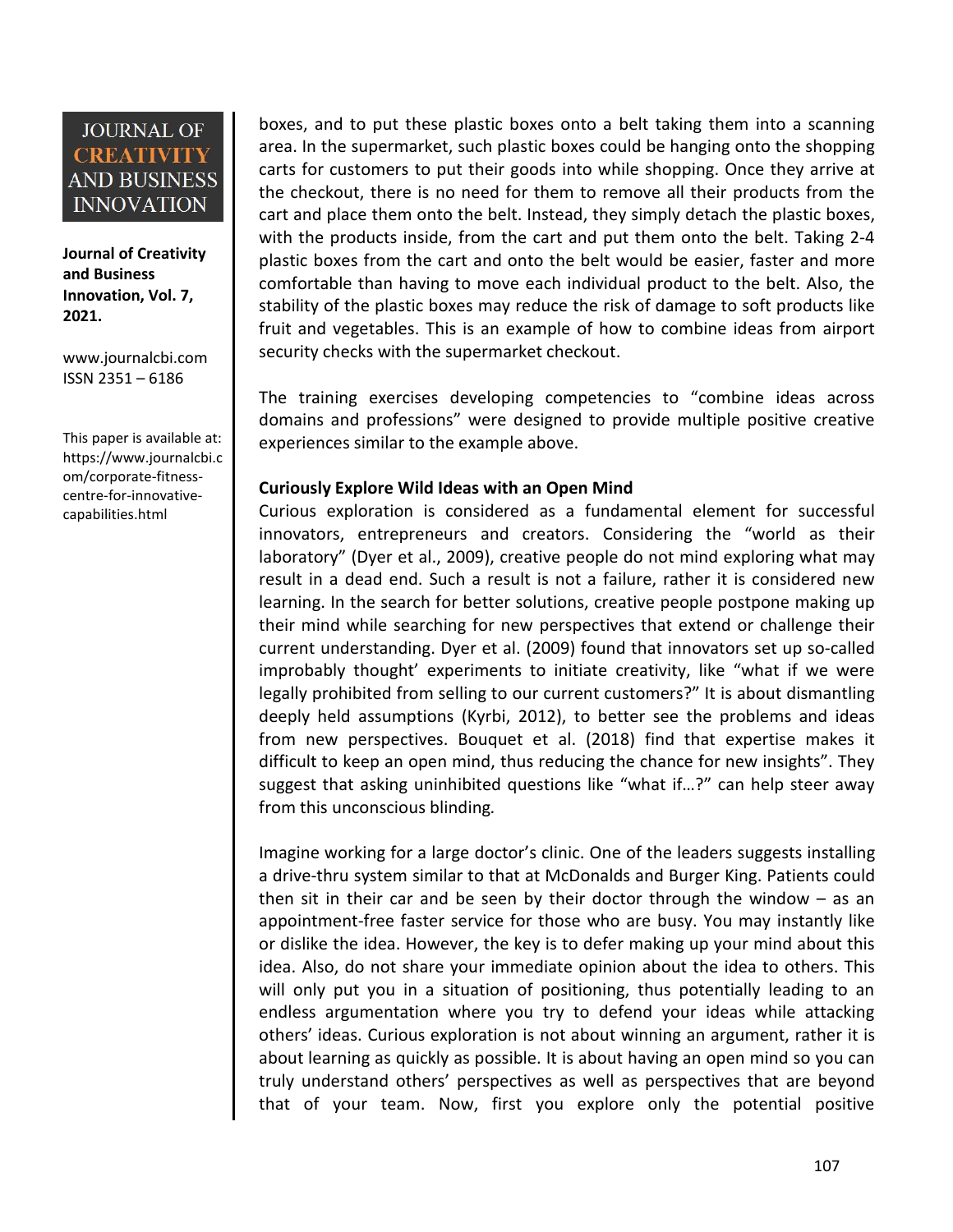boxes, and to put these plastic boxes onto a belt taking them into a scanning area. In the supermarket, such plastic boxes could be hanging onto the shopping carts for customers to put their goods into while shopping. Once they arrive at the checkout, there is no need for them to remove all their products from the cart and place them onto the belt. Instead, they simply detach the plastic boxes, with the products inside, from the cart and put them onto the belt. Taking 2-4 plastic boxes from the cart and onto the belt would be easier, faster and more comfortable than having to move each individual product to the belt. Also, the stability of the plastic boxes may reduce the risk of damage to soft products like fruit and vegetables. This is an example of how to combine ideas from airport security checks with the supermarket checkout.

The training exercises developing competencies to "combine ideas across domains and professions" were designed to provide multiple positive creative experiences similar to the example above.

**Curiously Explore Wild Ideas with an Open Mind**

Curious exploration is considered as a fundamental element for successful innovators, entrepreneurs and creators. Considering the "world as their laboratory" (Dyer et al., 2009), creative people do not mind exploring what may result in a dead end. Such a result is not a failure, rather it is considered new learning. In the search for better solutions, creative people postpone making up their mind while searching for new perspectives that extend or challenge their current understanding. Dyer et al. (2009) found that innovators set up so-called improbably thought' experiments to initiate creativity, like "what if we were legally prohibited from selling to our current customers?" It is about dismantling deeply held assumptions (Kyrbi, 2012), to better see the problems and ideas from new perspectives. Bouquet et al. (2018) find that expertise makes it difficult to keep an open mind, thus reducing the chance for new insights". They suggest that asking uninhibited questions like "what if…?" can help steer away from this unconscious blinding.

Imagine working for a large doctor's clinic. One of the leaders suggests installing a drive-thru system similar to that at McDonalds and Burger King. Patients could then sit in their car and be seen by their doctor through the window – as an appointment-free faster service for those who are busy. You may instantly like or dislike the idea. However, the key is to defer making up your mind about this idea. Also, do not share your immediate opinion about the idea to others. This will only put you in a situation of positioning, thus potentially leading to an endless argumentation where you try to defend your ideas while attacking others' ideas. Curious exploration is not about winning an argument, rather it is about learning as quickly as possible. It is about having an open mind so you can truly understand others' perspectives as well as perspectives that are beyond that of your team. Now, first you explore only the potential positive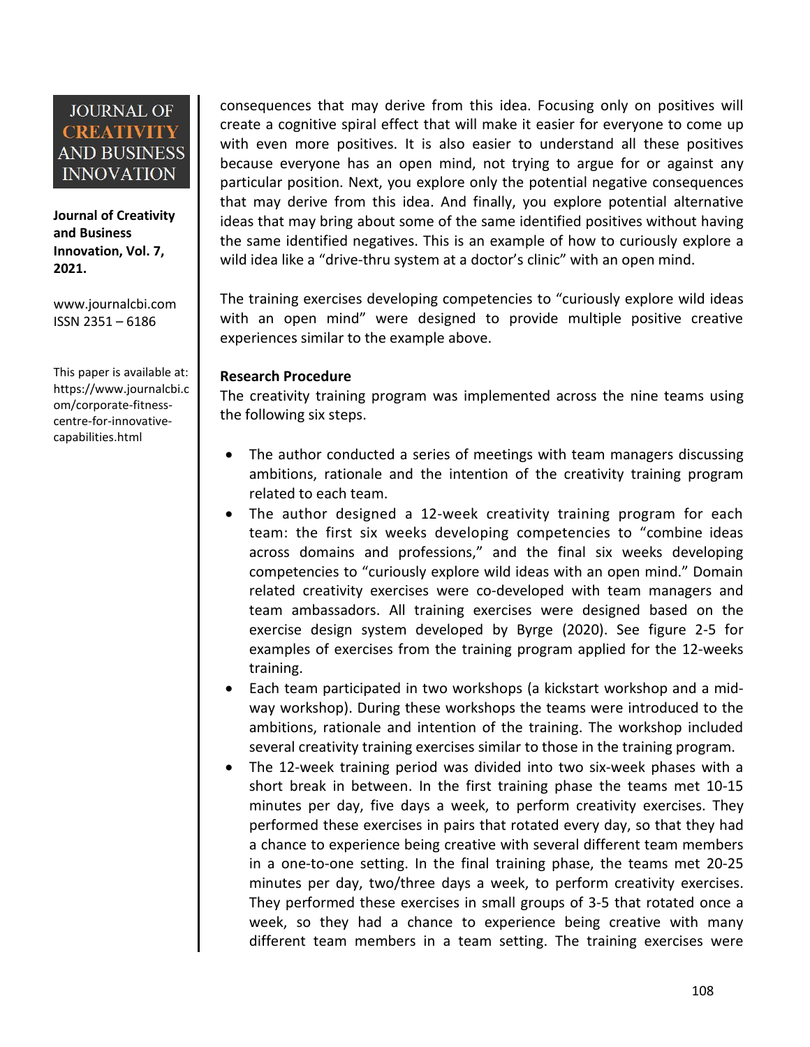consequences that may derive from this idea. Focusing only on positives will create a cognitive spiral effect that will make it easier for everyone to come up with even more positives. It is also easier to understand all these positives because everyone has an open mind, not trying to argue for or against any particular position. Next, you explore only the potential negative consequences that may derive from this idea. And finally, you explore potential alternative ideas that may bring about some of the same identified positives without having the same identified negatives. This is an example of how to curiously explore a wild idea like a "drive-thru system at a doctor's clinic" with an open mind.

The training exercises developing competencies to "curiously explore wild ideas with an open mind" were designed to provide multiple positive creative experiences similar to the example above.

**Research Procedure**

The creativity training program was implemented across the nine teams using the following six steps.

- The author conducted a series of meetings with team managers discussing ambitions, rationale and the intention of the creativity training program related to each team.
- The author designed a 12-week creativity training program for each team: the first six weeks developing competencies to "combine ideas across domains and professions," and the final six weeks developing competencies to "curiously explore wild ideas with an open mind." Domain related creativity exercises were co-developed with team managers and team ambassadors. All training exercises were designed based on the exercise design system developed by Byrge (2020). See figure 2-5 for examples of exercises from the training program applied for the 12-weeks training.
- Each team participated in two workshops (a kickstart workshop and a mid-way workshop). During these workshops the teams were introduced to the ambitions, rationale and intention of the training. The workshop included several creativity training exercises similar to those in the training program.
- The 12-week training period was divided into two six-week phases with a short break in between. In the first training phase the teams met 10-15 minutes per day, five days a week, to perform creativity exercises. They performed these exercises in pairs that rotated every day, so that they had a chance to experience being creative with several different team members in a one-to-one setting. In the final training phase, the teams met 20-25 minutes per day, two/three days a week, to perform creativity exercises. They performed these exercises in small groups of 3-5 that rotated once a week, so they had a chance to experience being creative with many different team members in a team setting. The training exercises were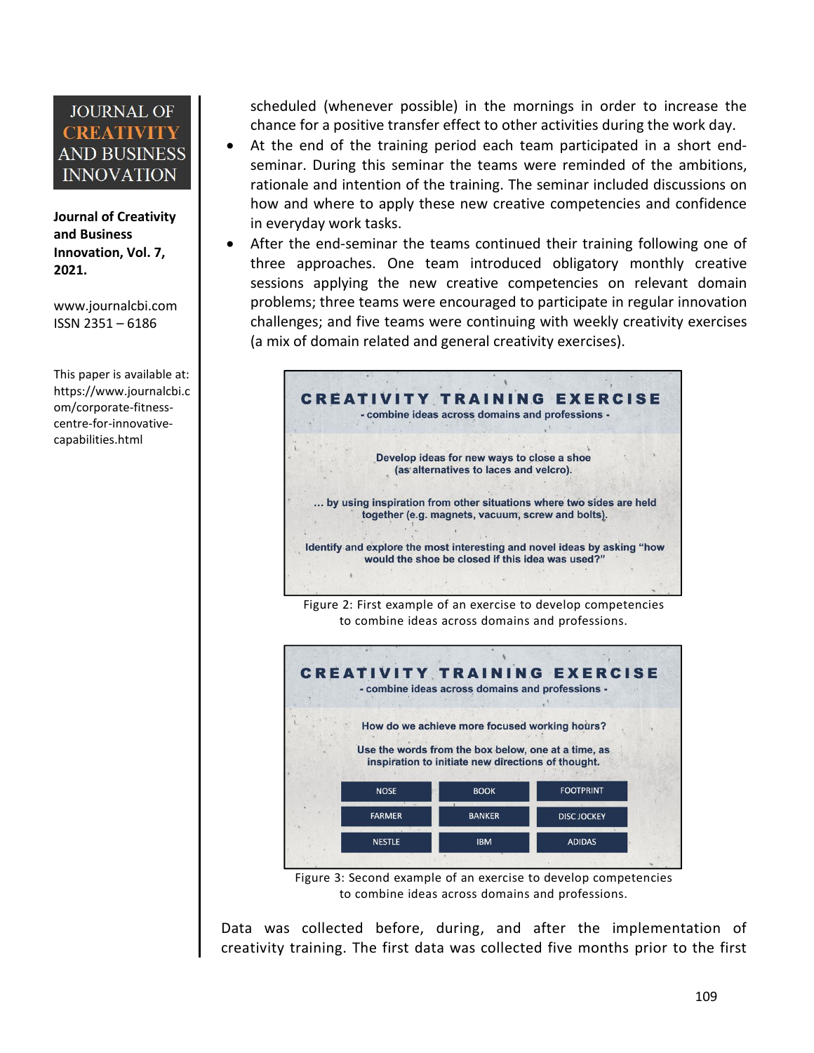scheduled (whenever possible) in the mornings in order to increase the chance for a positive transfer effect to other activities during the work day.

- At the end of the training period each team participated in a short end-seminar. During this seminar the teams were reminded of the ambitions, rationale and intention of the training. The seminar included discussions on how and where to apply these new creative competencies and confidence in everyday work tasks.
- After the end-seminar the teams continued their training following one of three approaches. One team introduced obligatory monthly creative sessions applying the new creative competencies on relevant domain problems; three teams were encouraged to participate in regular innovation challenges; and five teams were continuing with weekly creativity exercises (a mix of domain related and general creativity exercises).

**CREATIVITY TRAINING EXERCISE**
- combine ideas across domains and professions -

Develop ideas for new ways to close a shoe (as alternatives to laces and velcro).

... by using inspiration from other situations where two sides are held together (e.g. magnets, vacuum, screw and bolts).

Identify and explore the most interesting and novel ideas by asking "how would the shoe be closed if this idea was used?"

Figure 2: First example of an exercise to develop competencies to combine ideas across domains and professions.

**CREATIVITY TRAINING EXERCISE**
- combine ideas across domains and professions -

How do we achieve more focused working hours?

Use the words from the box below, one at a time, as inspiration to initiate new directions of thought.

| NOSE | BOOK | FOOTPRINT |
|---|---|---|
| FARMER | BANKER | DISC JOCKEY |
| NESTLE | IBM | ADIDAS |

Figure 3: Second example of an exercise to develop competencies to combine ideas across domains and professions.

Data was collected before, during, and after the implementation of creativity training. The first data was collected five months prior to the first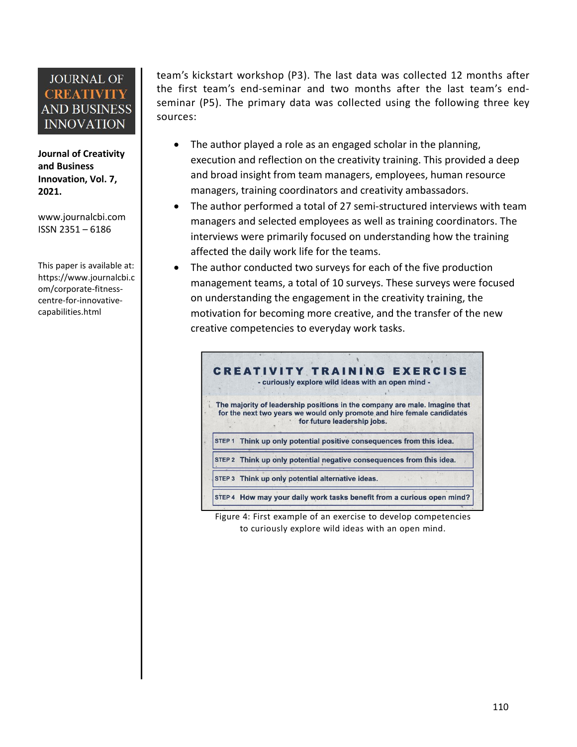team's kickstart workshop (P3). The last data was collected 12 months after the first team's end-seminar and two months after the last team's end-seminar (P5). The primary data was collected using the following three key sources:

- The author played a role as an engaged scholar in the planning, execution and reflection on the creativity training. This provided a deep and broad insight from team managers, employees, human resource managers, training coordinators and creativity ambassadors.
- The author performed a total of 27 semi-structured interviews with team managers and selected employees as well as training coordinators. The interviews were primarily focused on understanding how the training affected the daily work life for the teams.
- The author conducted two surveys for each of the five production management teams, a total of 10 surveys. These surveys were focused on understanding the engagement in the creativity training, the motivation for becoming more creative, and the transfer of the new creative competencies to everyday work tasks.

**CREATIVITY TRAINING EXERCISE**

- curiously explore wild ideas with an open mind -

The majority of leadership positions in the company are male. Imagine that for the next two years we would only promote and hire female candidates for future leadership jobs.

STEP 1 Think up only potential positive consequences from this idea.

STEP 2 Think up only potential negative consequences from this idea.

STEP 3 Think up only potential alternative ideas.

STEP 4 How may your daily work tasks benefit from a curious open mind?

Figure 4: First example of an exercise to develop competencies to curiously explore wild ideas with an open mind.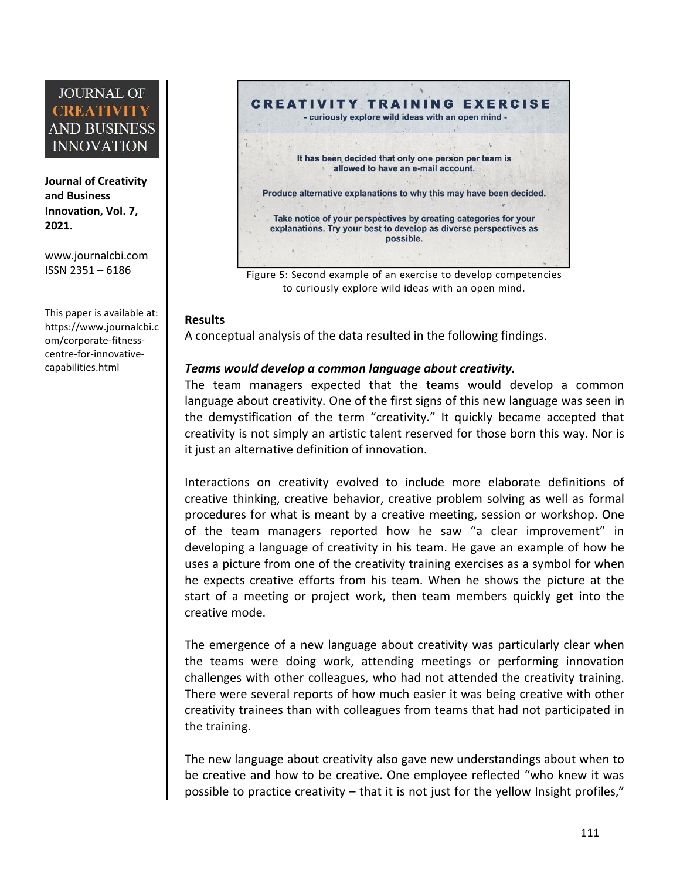**CREATIVITY TRAINING EXERCISE**

- curiously explore wild ideas with an open mind -

It has been decided that only one person per team is allowed to have an e-mail account.

Produce alternative explanations to why this may have been decided.

Take notice of your perspectives by creating categories for your explanations. Try your best to develop as diverse perspectives as possible.

Figure 5: Second example of an exercise to develop competencies to curiously explore wild ideas with an open mind.

## Results

A conceptual analysis of the data resulted in the following findings.

### *Teams would develop a common language about creativity.*

The team managers expected that the teams would develop a common language about creativity. One of the first signs of this new language was seen in the demystification of the term "creativity." It quickly became accepted that creativity is not simply an artistic talent reserved for those born this way. Nor is it just an alternative definition of innovation.

Interactions on creativity evolved to include more elaborate definitions of creative thinking, creative behavior, creative problem solving as well as formal procedures for what is meant by a creative meeting, session or workshop. One of the team managers reported how he saw "a clear improvement" in developing a language of creativity in his team. He gave an example of how he uses a picture from one of the creativity training exercises as a symbol for when he expects creative efforts from his team. When he shows the picture at the start of a meeting or project work, then team members quickly get into the creative mode.

The emergence of a new language about creativity was particularly clear when the teams were doing work, attending meetings or performing innovation challenges with other colleagues, who had not attended the creativity training. There were several reports of how much easier it was being creative with other creativity trainees than with colleagues from teams that had not participated in the training.

The new language about creativity also gave new understandings about when to be creative and how to be creative. One employee reflected "who knew it was possible to practice creativity – that it is not just for the yellow Insight profiles,"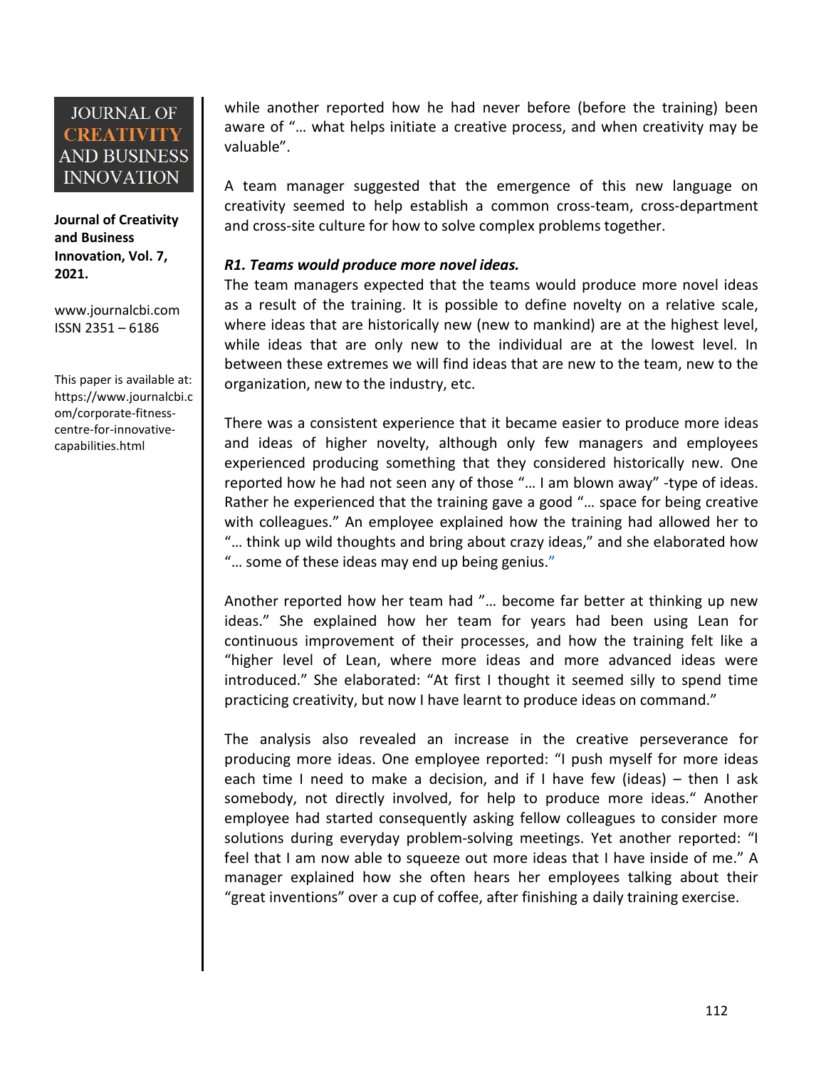while another reported how he had never before (before the training) been aware of "… what helps initiate a creative process, and when creativity may be valuable".

A team manager suggested that the emergence of this new language on creativity seemed to help establish a common cross-team, cross-department and cross-site culture for how to solve complex problems together.

***R1. Teams would produce more novel ideas.***

The team managers expected that the teams would produce more novel ideas as a result of the training. It is possible to define novelty on a relative scale, where ideas that are historically new (new to mankind) are at the highest level, while ideas that are only new to the individual are at the lowest level. In between these extremes we will find ideas that are new to the team, new to the organization, new to the industry, etc.

There was a consistent experience that it became easier to produce more ideas and ideas of higher novelty, although only few managers and employees experienced producing something that they considered historically new. One reported how he had not seen any of those "… I am blown away" -type of ideas. Rather he experienced that the training gave a good "… space for being creative with colleagues." An employee explained how the training had allowed her to "… think up wild thoughts and bring about crazy ideas," and she elaborated how "… some of these ideas may end up being genius."

Another reported how her team had "… become far better at thinking up new ideas." She explained how her team for years had been using Lean for continuous improvement of their processes, and how the training felt like a "higher level of Lean, where more ideas and more advanced ideas were introduced." She elaborated: "At first I thought it seemed silly to spend time practicing creativity, but now I have learnt to produce ideas on command."

The analysis also revealed an increase in the creative perseverance for producing more ideas. One employee reported: "I push myself for more ideas each time I need to make a decision, and if I have few (ideas) – then I ask somebody, not directly involved, for help to produce more ideas." Another employee had started consequently asking fellow colleagues to consider more solutions during everyday problem-solving meetings. Yet another reported: "I feel that I am now able to squeeze out more ideas that I have inside of me." A manager explained how she often hears her employees talking about their "great inventions" over a cup of coffee, after finishing a daily training exercise.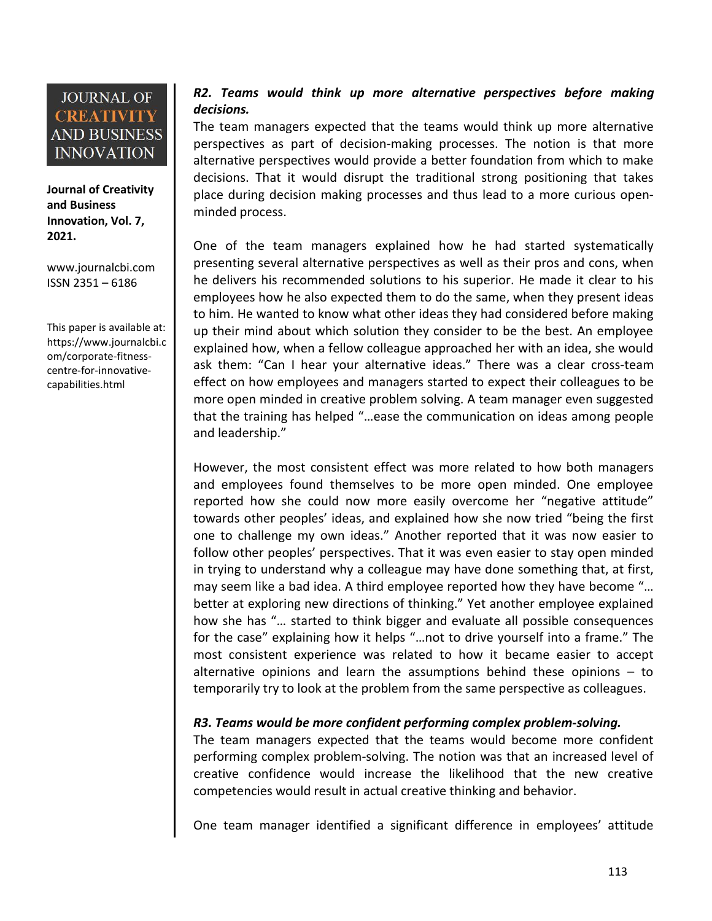***R2. Teams would think up more alternative perspectives before making decisions.***

The team managers expected that the teams would think up more alternative perspectives as part of decision-making processes. The notion is that more alternative perspectives would provide a better foundation from which to make decisions. That it would disrupt the traditional strong positioning that takes place during decision making processes and thus lead to a more curious open-minded process.

One of the team managers explained how he had started systematically presenting several alternative perspectives as well as their pros and cons, when he delivers his recommended solutions to his superior. He made it clear to his employees how he also expected them to do the same, when they present ideas to him. He wanted to know what other ideas they had considered before making up their mind about which solution they consider to be the best. An employee explained how, when a fellow colleague approached her with an idea, she would ask them: "Can I hear your alternative ideas." There was a clear cross-team effect on how employees and managers started to expect their colleagues to be more open minded in creative problem solving. A team manager even suggested that the training has helped "…ease the communication on ideas among people and leadership."

However, the most consistent effect was more related to how both managers and employees found themselves to be more open minded. One employee reported how she could now more easily overcome her "negative attitude" towards other peoples' ideas, and explained how she now tried "being the first one to challenge my own ideas." Another reported that it was now easier to follow other peoples' perspectives. That it was even easier to stay open minded in trying to understand why a colleague may have done something that, at first, may seem like a bad idea. A third employee reported how they have become "… better at exploring new directions of thinking." Yet another employee explained how she has "… started to think bigger and evaluate all possible consequences for the case" explaining how it helps "…not to drive yourself into a frame." The most consistent experience was related to how it became easier to accept alternative opinions and learn the assumptions behind these opinions – to temporarily try to look at the problem from the same perspective as colleagues.

***R3. Teams would be more confident performing complex problem-solving.***

The team managers expected that the teams would become more confident performing complex problem-solving. The notion was that an increased level of creative confidence would increase the likelihood that the new creative competencies would result in actual creative thinking and behavior.

One team manager identified a significant difference in employees' attitude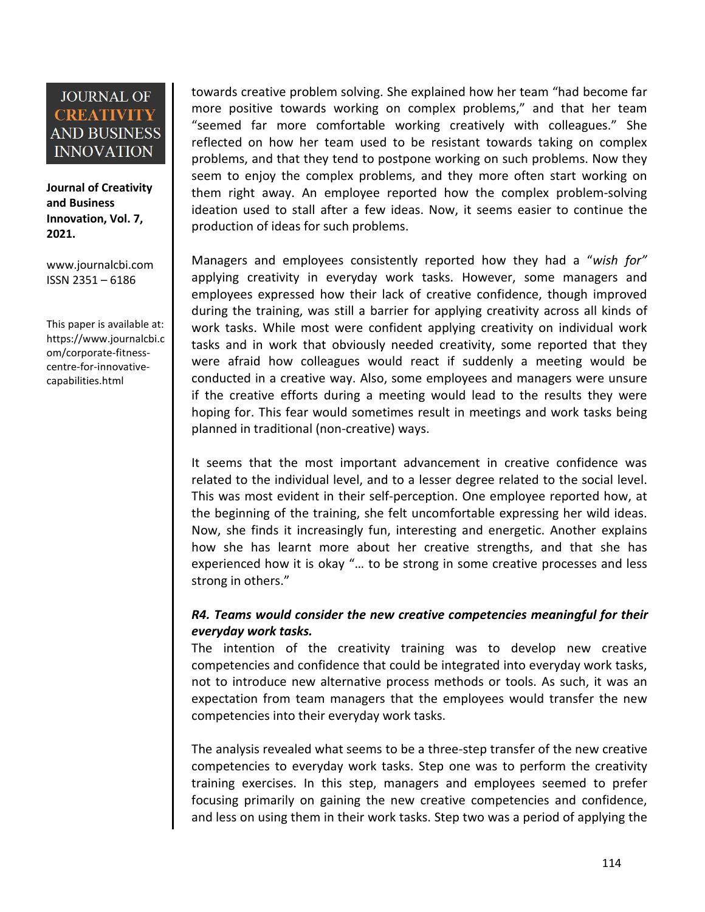towards creative problem solving. She explained how her team "had become far more positive towards working on complex problems," and that her team "seemed far more comfortable working creatively with colleagues." She reflected on how her team used to be resistant towards taking on complex problems, and that they tend to postpone working on such problems. Now they seem to enjoy the complex problems, and they more often start working on them right away. An employee reported how the complex problem-solving ideation used to stall after a few ideas. Now, it seems easier to continue the production of ideas for such problems.

Managers and employees consistently reported how they had a "*wish for"* applying creativity in everyday work tasks. However, some managers and employees expressed how their lack of creative confidence, though improved during the training, was still a barrier for applying creativity across all kinds of work tasks. While most were confident applying creativity on individual work tasks and in work that obviously needed creativity, some reported that they were afraid how colleagues would react if suddenly a meeting would be conducted in a creative way. Also, some employees and managers were unsure if the creative efforts during a meeting would lead to the results they were hoping for. This fear would sometimes result in meetings and work tasks being planned in traditional (non-creative) ways.

It seems that the most important advancement in creative confidence was related to the individual level, and to a lesser degree related to the social level. This was most evident in their self-perception. One employee reported how, at the beginning of the training, she felt uncomfortable expressing her wild ideas. Now, she finds it increasingly fun, interesting and energetic. Another explains how she has learnt more about her creative strengths, and that she has experienced how it is okay "… to be strong in some creative processes and less strong in others."

***R4. Teams would consider the new creative competencies meaningful for their everyday work tasks.***

The intention of the creativity training was to develop new creative competencies and confidence that could be integrated into everyday work tasks, not to introduce new alternative process methods or tools. As such, it was an expectation from team managers that the employees would transfer the new competencies into their everyday work tasks.

The analysis revealed what seems to be a three-step transfer of the new creative competencies to everyday work tasks. Step one was to perform the creativity training exercises. In this step, managers and employees seemed to prefer focusing primarily on gaining the new creative competencies and confidence, and less on using them in their work tasks. Step two was a period of applying the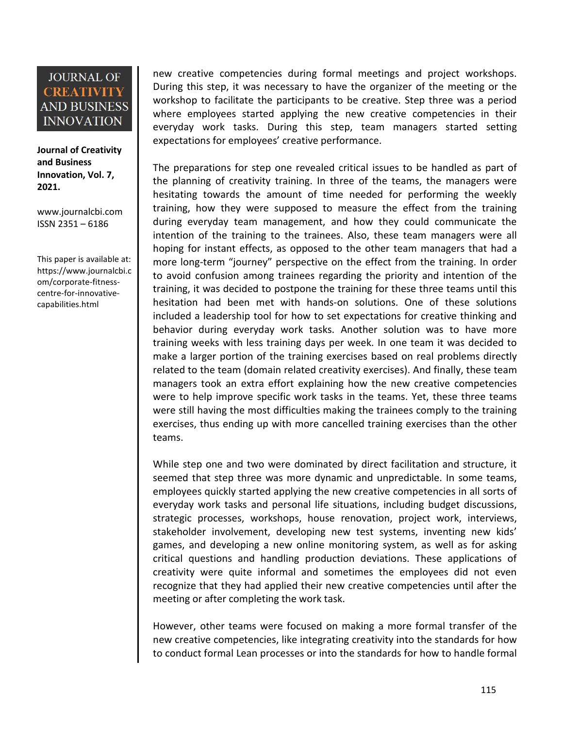new creative competencies during formal meetings and project workshops. During this step, it was necessary to have the organizer of the meeting or the workshop to facilitate the participants to be creative. Step three was a period where employees started applying the new creative competencies in their everyday work tasks. During this step, team managers started setting expectations for employees' creative performance.

The preparations for step one revealed critical issues to be handled as part of the planning of creativity training. In three of the teams, the managers were hesitating towards the amount of time needed for performing the weekly training, how they were supposed to measure the effect from the training during everyday team management, and how they could communicate the intention of the training to the trainees. Also, these team managers were all hoping for instant effects, as opposed to the other team managers that had a more long-term "journey" perspective on the effect from the training. In order to avoid confusion among trainees regarding the priority and intention of the training, it was decided to postpone the training for these three teams until this hesitation had been met with hands-on solutions. One of these solutions included a leadership tool for how to set expectations for creative thinking and behavior during everyday work tasks. Another solution was to have more training weeks with less training days per week. In one team it was decided to make a larger portion of the training exercises based on real problems directly related to the team (domain related creativity exercises). And finally, these team managers took an extra effort explaining how the new creative competencies were to help improve specific work tasks in the teams. Yet, these three teams were still having the most difficulties making the trainees comply to the training exercises, thus ending up with more cancelled training exercises than the other teams.

While step one and two were dominated by direct facilitation and structure, it seemed that step three was more dynamic and unpredictable. In some teams, employees quickly started applying the new creative competencies in all sorts of everyday work tasks and personal life situations, including budget discussions, strategic processes, workshops, house renovation, project work, interviews, stakeholder involvement, developing new test systems, inventing new kids' games, and developing a new online monitoring system, as well as for asking critical questions and handling production deviations. These applications of creativity were quite informal and sometimes the employees did not even recognize that they had applied their new creative competencies until after the meeting or after completing the work task.

However, other teams were focused on making a more formal transfer of the new creative competencies, like integrating creativity into the standards for how to conduct formal Lean processes or into the standards for how to handle formal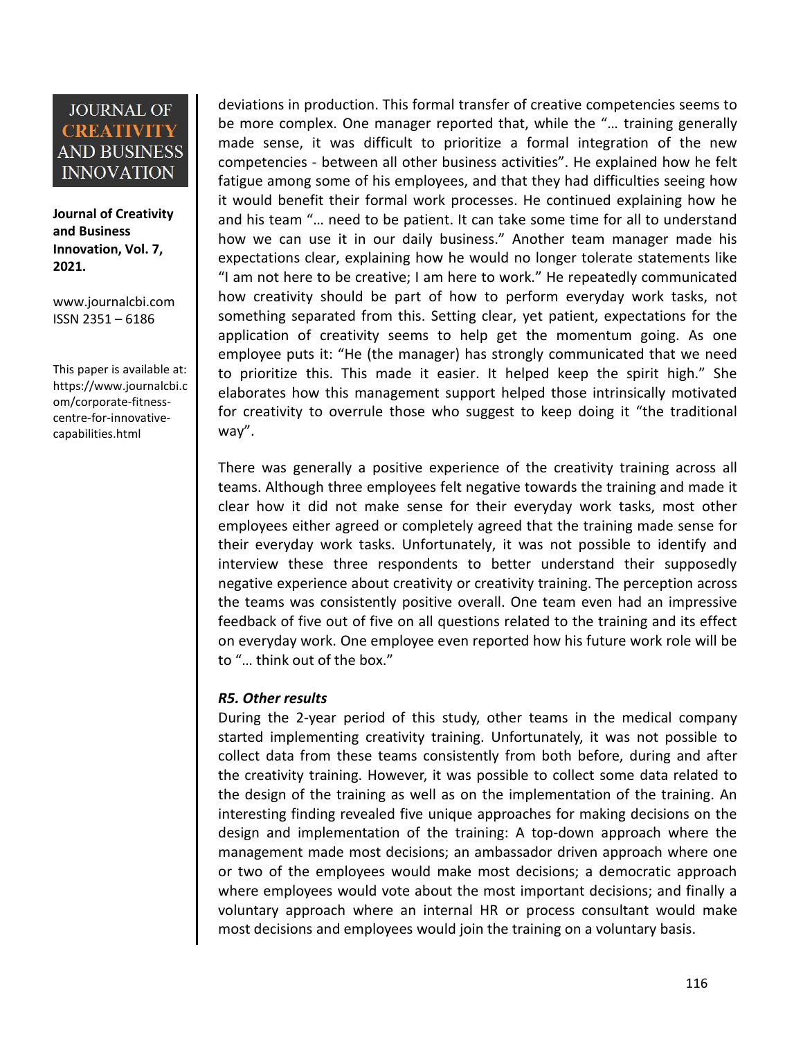deviations in production. This formal transfer of creative competencies seems to be more complex. One manager reported that, while the "… training generally made sense, it was difficult to prioritize a formal integration of the new competencies - between all other business activities". He explained how he felt fatigue among some of his employees, and that they had difficulties seeing how it would benefit their formal work processes. He continued explaining how he and his team "… need to be patient. It can take some time for all to understand how we can use it in our daily business." Another team manager made his expectations clear, explaining how he would no longer tolerate statements like "I am not here to be creative; I am here to work." He repeatedly communicated how creativity should be part of how to perform everyday work tasks, not something separated from this. Setting clear, yet patient, expectations for the application of creativity seems to help get the momentum going. As one employee puts it: "He (the manager) has strongly communicated that we need to prioritize this. This made it easier. It helped keep the spirit high." She elaborates how this management support helped those intrinsically motivated for creativity to overrule those who suggest to keep doing it "the traditional way".

There was generally a positive experience of the creativity training across all teams. Although three employees felt negative towards the training and made it clear how it did not make sense for their everyday work tasks, most other employees either agreed or completely agreed that the training made sense for their everyday work tasks. Unfortunately, it was not possible to identify and interview these three respondents to better understand their supposedly negative experience about creativity or creativity training. The perception across the teams was consistently positive overall. One team even had an impressive feedback of five out of five on all questions related to the training and its effect on everyday work. One employee even reported how his future work role will be to "… think out of the box."

***R5. Other results***

During the 2-year period of this study, other teams in the medical company started implementing creativity training. Unfortunately, it was not possible to collect data from these teams consistently from both before, during and after the creativity training. However, it was possible to collect some data related to the design of the training as well as on the implementation of the training. An interesting finding revealed five unique approaches for making decisions on the design and implementation of the training: A top-down approach where the management made most decisions; an ambassador driven approach where one or two of the employees would make most decisions; a democratic approach where employees would vote about the most important decisions; and finally a voluntary approach where an internal HR or process consultant would make most decisions and employees would join the training on a voluntary basis.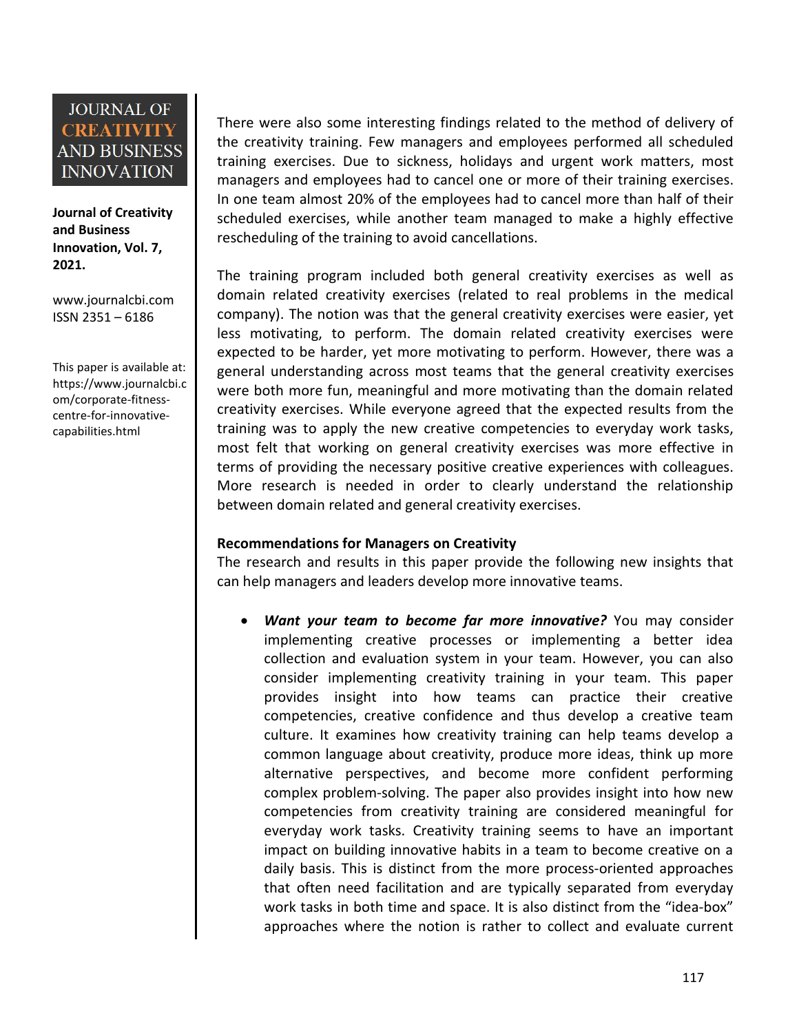There were also some interesting findings related to the method of delivery of the creativity training. Few managers and employees performed all scheduled training exercises. Due to sickness, holidays and urgent work matters, most managers and employees had to cancel one or more of their training exercises. In one team almost 20% of the employees had to cancel more than half of their scheduled exercises, while another team managed to make a highly effective rescheduling of the training to avoid cancellations.

The training program included both general creativity exercises as well as domain related creativity exercises (related to real problems in the medical company). The notion was that the general creativity exercises were easier, yet less motivating, to perform. The domain related creativity exercises were expected to be harder, yet more motivating to perform. However, there was a general understanding across most teams that the general creativity exercises were both more fun, meaningful and more motivating than the domain related creativity exercises. While everyone agreed that the expected results from the training was to apply the new creative competencies to everyday work tasks, most felt that working on general creativity exercises was more effective in terms of providing the necessary positive creative experiences with colleagues. More research is needed in order to clearly understand the relationship between domain related and general creativity exercises.

**Recommendations for Managers on Creativity**

The research and results in this paper provide the following new insights that can help managers and leaders develop more innovative teams.

- ***Want your team to become far more innovative?*** You may consider implementing creative processes or implementing a better idea collection and evaluation system in your team. However, you can also consider implementing creativity training in your team. This paper provides insight into how teams can practice their creative competencies, creative confidence and thus develop a creative team culture. It examines how creativity training can help teams develop a common language about creativity, produce more ideas, think up more alternative perspectives, and become more confident performing complex problem-solving. The paper also provides insight into how new competencies from creativity training are considered meaningful for everyday work tasks. Creativity training seems to have an important impact on building innovative habits in a team to become creative on a daily basis. This is distinct from the more process-oriented approaches that often need facilitation and are typically separated from everyday work tasks in both time and space. It is also distinct from the "idea-box" approaches where the notion is rather to collect and evaluate current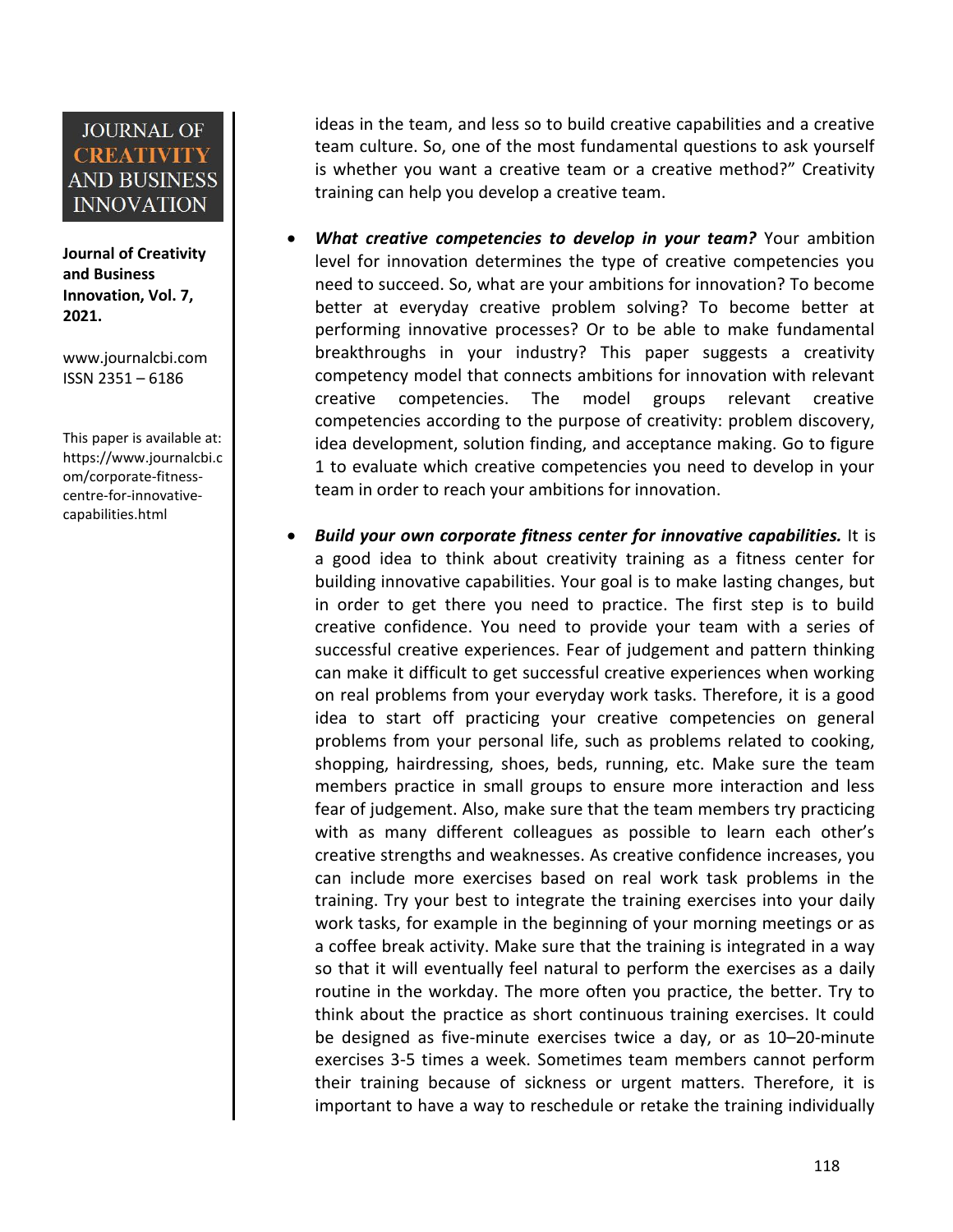ideas in the team, and less so to build creative capabilities and a creative team culture. So, one of the most fundamental questions to ask yourself is whether you want a creative team or a creative method?" Creativity training can help you develop a creative team.

- ***What creative competencies to develop in your team?*** Your ambition level for innovation determines the type of creative competencies you need to succeed. So, what are your ambitions for innovation? To become better at everyday creative problem solving? To become better at performing innovative processes? Or to be able to make fundamental breakthroughs in your industry? This paper suggests a creativity competency model that connects ambitions for innovation with relevant creative competencies. The model groups relevant creative competencies according to the purpose of creativity: problem discovery, idea development, solution finding, and acceptance making. Go to figure 1 to evaluate which creative competencies you need to develop in your team in order to reach your ambitions for innovation.

- ***Build your own corporate fitness center for innovative capabilities.*** It is a good idea to think about creativity training as a fitness center for building innovative capabilities. Your goal is to make lasting changes, but in order to get there you need to practice. The first step is to build creative confidence. You need to provide your team with a series of successful creative experiences. Fear of judgement and pattern thinking can make it difficult to get successful creative experiences when working on real problems from your everyday work tasks. Therefore, it is a good idea to start off practicing your creative competencies on general problems from your personal life, such as problems related to cooking, shopping, hairdressing, shoes, beds, running, etc. Make sure the team members practice in small groups to ensure more interaction and less fear of judgement. Also, make sure that the team members try practicing with as many different colleagues as possible to learn each other's creative strengths and weaknesses. As creative confidence increases, you can include more exercises based on real work task problems in the training. Try your best to integrate the training exercises into your daily work tasks, for example in the beginning of your morning meetings or as a coffee break activity. Make sure that the training is integrated in a way so that it will eventually feel natural to perform the exercises as a daily routine in the workday. The more often you practice, the better. Try to think about the practice as short continuous training exercises. It could be designed as five-minute exercises twice a day, or as 10–20-minute exercises 3-5 times a week. Sometimes team members cannot perform their training because of sickness or urgent matters. Therefore, it is important to have a way to reschedule or retake the training individually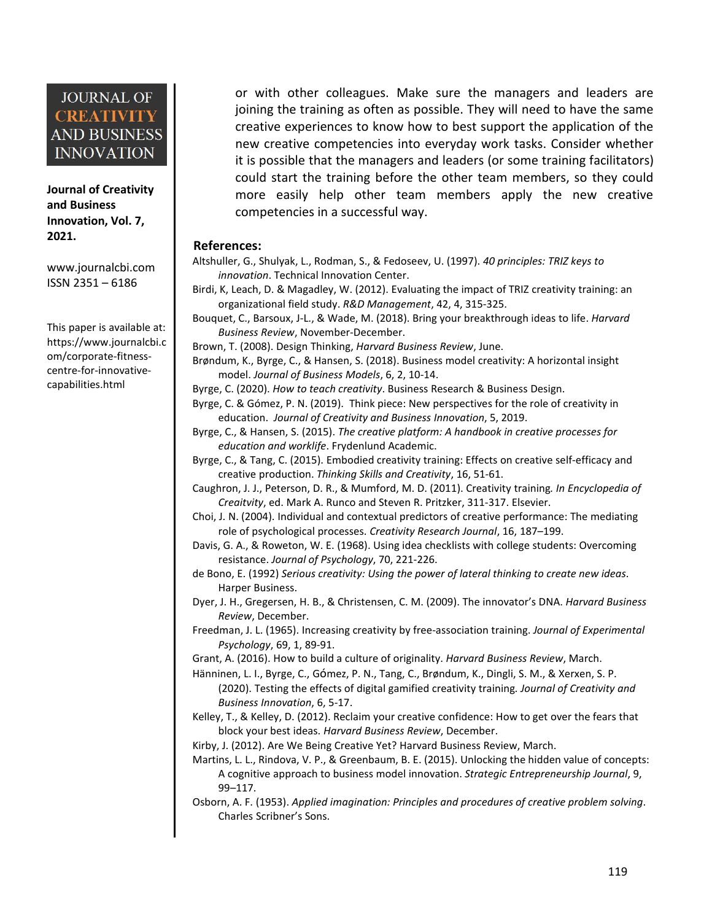or with other colleagues. Make sure the managers and leaders are joining the training as often as possible. They will need to have the same creative experiences to know how to best support the application of the new creative competencies into everyday work tasks. Consider whether it is possible that the managers and leaders (or some training facilitators) could start the training before the other team members, so they could more easily help other team members apply the new creative competencies in a successful way.

## References:

Altshuller, G., Shulyak, L., Rodman, S., & Fedoseev, U. (1997). *40 principles: TRIZ keys to innovation*. Technical Innovation Center.

Birdi, K, Leach, D. & Magadley, W. (2012). Evaluating the impact of TRIZ creativity training: an organizational field study. *R&D Management*, 42, 4, 315-325.

Bouquet, C., Barsoux, J-L., & Wade, M. (2018). Bring your breakthrough ideas to life. *Harvard Business Review*, November-December.

Brown, T. (2008). Design Thinking, *Harvard Business Review*, June.

Brøndum, K., Byrge, C., & Hansen, S. (2018). Business model creativity: A horizontal insight model. *Journal of Business Models*, 6, 2, 10-14.

Byrge, C. (2020). *How to teach creativity*. Business Research & Business Design.

Byrge, C. & Gómez, P. N. (2019). Think piece: New perspectives for the role of creativity in education. *Journal of Creativity and Business Innovation*, 5, 2019.

Byrge, C., & Hansen, S. (2015). *The creative platform: A handbook in creative processes for education and worklife*. Frydenlund Academic.

Byrge, C., & Tang, C. (2015). Embodied creativity training: Effects on creative self-efficacy and creative production. *Thinking Skills and Creativity*, 16, 51-61.

Caughron, J. J., Peterson, D. R., & Mumford, M. D. (2011). Creativity training*. In Encyclopedia of Creaitvity*, ed. Mark A. Runco and Steven R. Pritzker, 311-317. Elsevier.

Choi, J. N. (2004). Individual and contextual predictors of creative performance: The mediating role of psychological processes. *Creativity Research Journal*, 16, 187–199.

Davis, G. A., & Roweton, W. E. (1968). Using idea checklists with college students: Overcoming resistance. *Journal of Psychology*, 70, 221-226.

de Bono, E. (1992) *Serious creativity: Using the power of lateral thinking to create new ideas*. Harper Business.

Dyer, J. H., Gregersen, H. B., & Christensen, C. M. (2009). The innovator's DNA. *Harvard Business Review*, December.

Freedman, J. L. (1965). Increasing creativity by free-association training. *Journal of Experimental Psychology*, 69, 1, 89-91.

Grant, A. (2016). How to build a culture of originality. *Harvard Business Review*, March.

Hänninen, L. I., Byrge, C., Gómez, P. N., Tang, C., Brøndum, K., Dingli, S. M., & Xerxen, S. P. (2020). Testing the effects of digital gamified creativity training*. Journal of Creativity and Business Innovation*, 6, 5-17.

Kelley, T., & Kelley, D. (2012). Reclaim your creative confidence: How to get over the fears that block your best ideas*. Harvard Business Review*, December.

Kirby, J. (2012). Are We Being Creative Yet? Harvard Business Review, March.

Martins, L. L., Rindova, V. P., & Greenbaum, B. E. (2015). Unlocking the hidden value of concepts: A cognitive approach to business model innovation. *Strategic Entrepreneurship Journal*, 9, 99–117.

Osborn, A. F. (1953). *Applied imagination: Principles and procedures of creative problem solving*. Charles Scribner's Sons.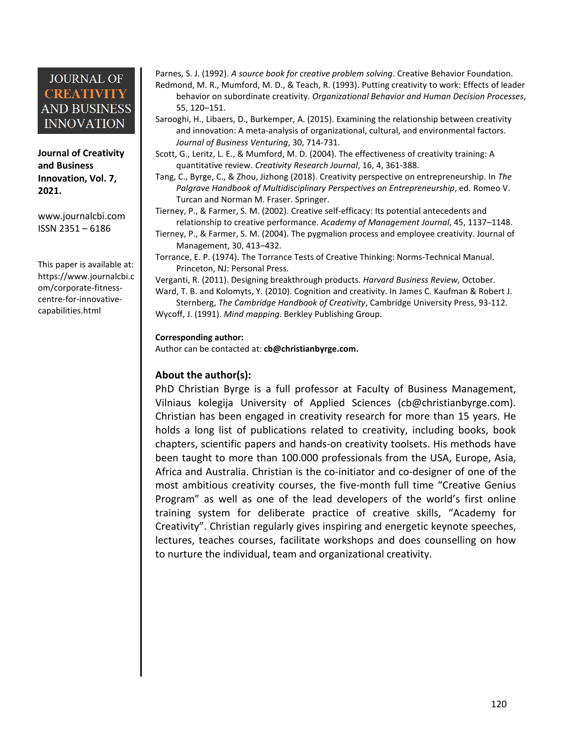Parnes, S. J. (1992). *A source book for creative problem solving*. Creative Behavior Foundation.

Redmond, M. R., Mumford, M. D., & Teach, R. (1993). Putting creativity to work: Effects of leader behavior on subordinate creativity. *Organizational Behavior and Human Decision Processes*, 55, 120–151.

Sarooghi, H., Libaers, D., Burkemper, A. (2015). Examining the relationship between creativity and innovation: A meta-analysis of organizational, cultural, and environmental factors. *Journal of Business Venturing*, 30, 714-731.

Scott, G., Leritz, L. E., & Mumford, M. D. (2004). The effectiveness of creativity training: A quantitative review. *Creativity Research Journal*, 16, 4, 361-388.

Tang, C., Byrge, C., & Zhou, Jizhong (2018). Creativity perspective on entrepreneurship. In *The Palgrave Handbook of Multidisciplinary Perspectives on Entrepreneurship*, ed. Romeo V. Turcan and Norman M. Fraser. Springer.

Tierney, P., & Farmer, S. M. (2002). Creative self-efficacy: Its potential antecedents and relationship to creative performance. *Academy of Management Journal*, 45, 1137–1148.

Tierney, P., & Farmer, S. M. (2004). The pygmalion process and employee creativity. Journal of Management, 30, 413–432.

Torrance, E. P. (1974). The Torrance Tests of Creative Thinking: Norms-Technical Manual. Princeton, NJ: Personal Press.

Verganti, R. (2011). Designing breakthrough products. *Harvard Business Review*, October.

Ward, T. B. and Kolomyts, Y. (2010). Cognition and creativity. In James C. Kaufman & Robert J. Sternberg, *The Cambridge Handbook of Creativity*, Cambridge University Press, 93-112.

Wycoff, J. (1991). *Mind mapping*. Berkley Publishing Group.

**Corresponding author:**
Author can be contacted at: **cb@christianbyrge.com.**

## About the author(s):

PhD Christian Byrge is a full professor at Faculty of Business Management, Vilniaus kolegija University of Applied Sciences (cb@christianbyrge.com). Christian has been engaged in creativity research for more than 15 years. He holds a long list of publications related to creativity, including books, book chapters, scientific papers and hands-on creativity toolsets. His methods have been taught to more than 100.000 professionals from the USA, Europe, Asia, Africa and Australia. Christian is the co-initiator and co-designer of one of the most ambitious creativity courses, the five-month full time "Creative Genius Program" as well as one of the lead developers of the world's first online training system for deliberate practice of creative skills, "Academy for Creativity". Christian regularly gives inspiring and energetic keynote speeches, lectures, teaches courses, facilitate workshops and does counselling on how to nurture the individual, team and organizational creativity.